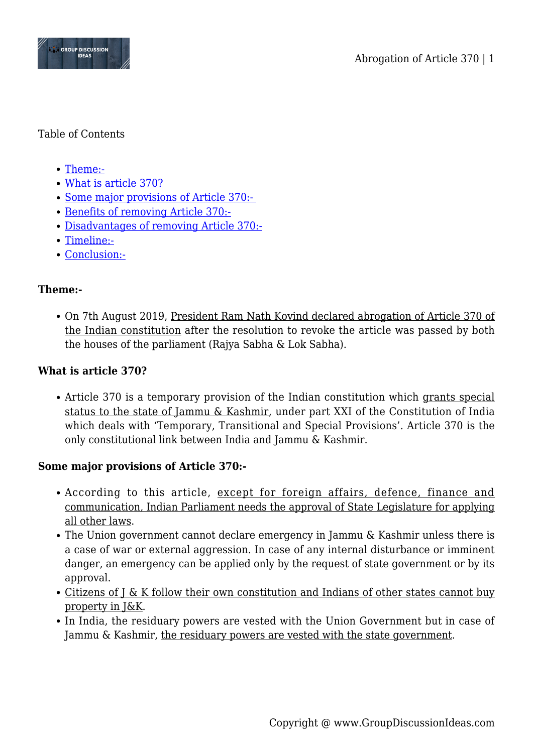Table of Contents

- Theme:-
- What is article 370?
- Some major provisions of Article 370:-
- Benefits of removing Article 370:-
- Disadvantages of removing Article 370:-
- Timeline:-
- Conclusion:-

**Theme:-**

- On 7th August 2019, President Ram Nath Kovind declared abrogation of Article 370 of the Indian constitution after the resolution to revoke the article was passed by both the houses of the parliament (Rajya Sabha & Lok Sabha).

**What is article 370?**

- Article 370 is a temporary provision of the Indian constitution which grants special status to the state of Jammu & Kashmir, under part XXI of the Constitution of India which deals with 'Temporary, Transitional and Special Provisions'. Article 370 is the only constitutional link between India and Jammu & Kashmir.

**Some major provisions of Article 370:-**

- According to this article, except for foreign affairs, defence, finance and communication, Indian Parliament needs the approval of State Legislature for applying all other laws.
- The Union government cannot declare emergency in Jammu & Kashmir unless there is a case of war or external aggression. In case of any internal disturbance or imminent danger, an emergency can be applied only by the request of state government or by its approval.
- Citizens of J & K follow their own constitution and Indians of other states cannot buy property in J&K.
- In India, the residuary powers are vested with the Union Government but in case of Jammu & Kashmir, the residuary powers are vested with the state government.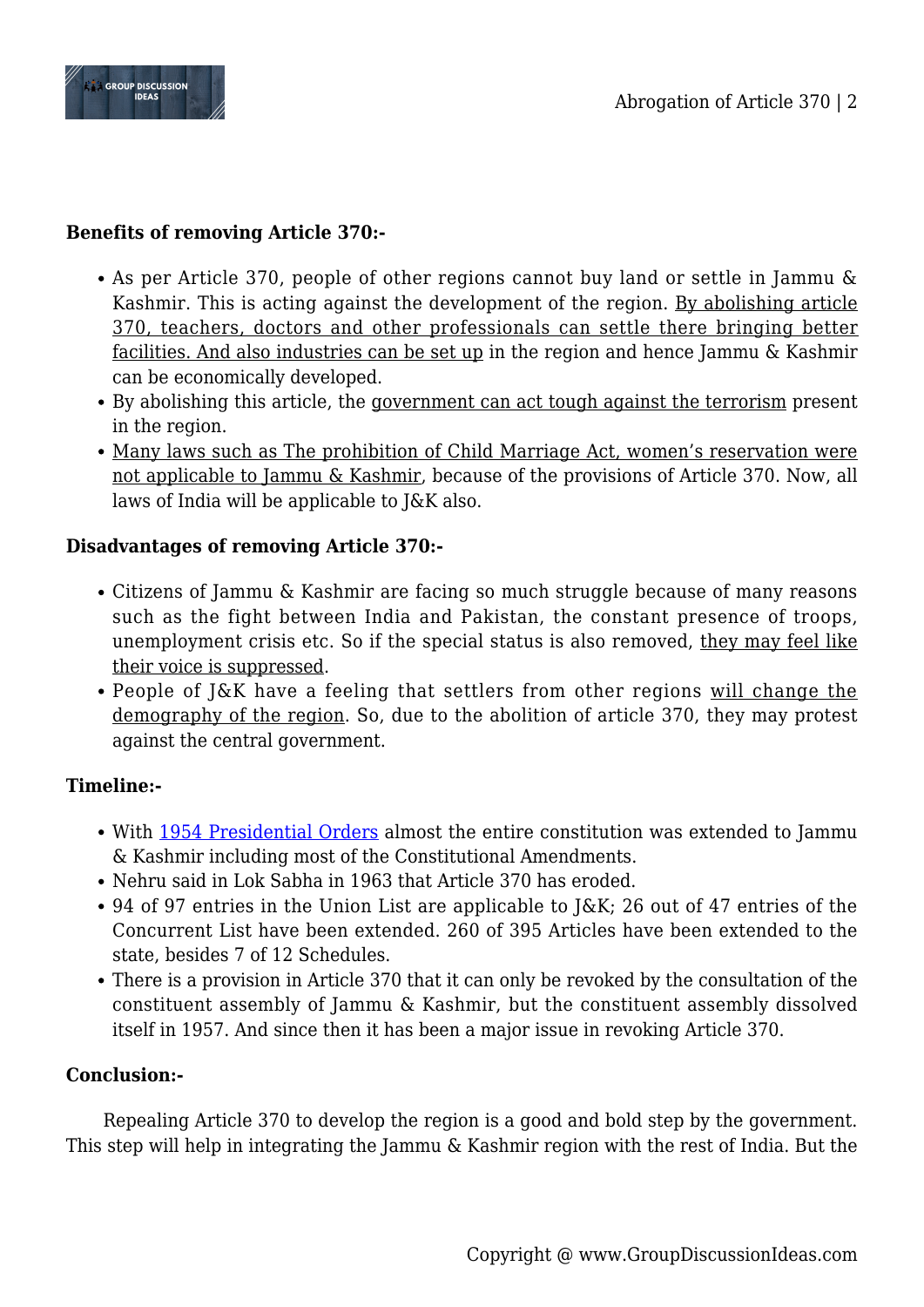**Benefits of removing Article 370:-**

- As per Article 370, people of other regions cannot buy land or settle in Jammu & Kashmir. This is acting against the development of the region. By abolishing article 370, teachers, doctors and other professionals can settle there bringing better facilities. And also industries can be set up in the region and hence Jammu & Kashmir can be economically developed.
- By abolishing this article, the government can act tough against the terrorism present in the region.
- Many laws such as The prohibition of Child Marriage Act, women's reservation were not applicable to Jammu & Kashmir, because of the provisions of Article 370. Now, all laws of India will be applicable to J&K also.

**Disadvantages of removing Article 370:-**

- Citizens of Jammu & Kashmir are facing so much struggle because of many reasons such as the fight between India and Pakistan, the constant presence of troops, unemployment crisis etc. So if the special status is also removed, they may feel like their voice is suppressed.
- People of J&K have a feeling that settlers from other regions will change the demography of the region. So, due to the abolition of article 370, they may protest against the central government.

**Timeline:-**

- With 1954 Presidential Orders almost the entire constitution was extended to Jammu & Kashmir including most of the Constitutional Amendments.
- Nehru said in Lok Sabha in 1963 that Article 370 has eroded.
- 94 of 97 entries in the Union List are applicable to J&K; 26 out of 47 entries of the Concurrent List have been extended. 260 of 395 Articles have been extended to the state, besides 7 of 12 Schedules.
- There is a provision in Article 370 that it can only be revoked by the consultation of the constituent assembly of Jammu & Kashmir, but the constituent assembly dissolved itself in 1957. And since then it has been a major issue in revoking Article 370.

**Conclusion:-**

Repealing Article 370 to develop the region is a good and bold step by the government. This step will help in integrating the Jammu & Kashmir region with the rest of India. But the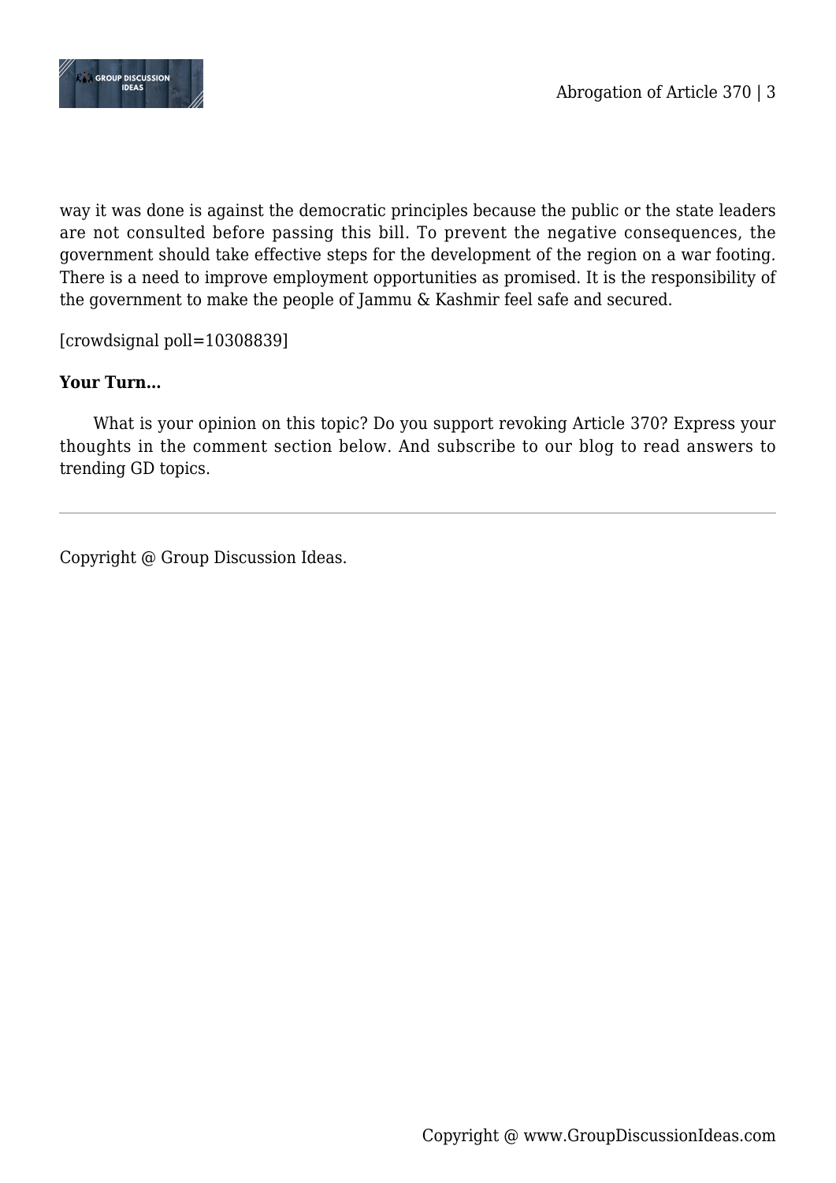way it was done is against the democratic principles because the public or the state leaders are not consulted before passing this bill. To prevent the negative consequences, the government should take effective steps for the development of the region on a war footing. There is a need to improve employment opportunities as promised. It is the responsibility of the government to make the people of Jammu & Kashmir feel safe and secured.

[crowdsignal poll=10308839]

**Your Turn…**

What is your opinion on this topic? Do you support revoking Article 370? Express your thoughts in the comment section below. And subscribe to our blog to read answers to trending GD topics.

---

Copyright @ Group Discussion Ideas.